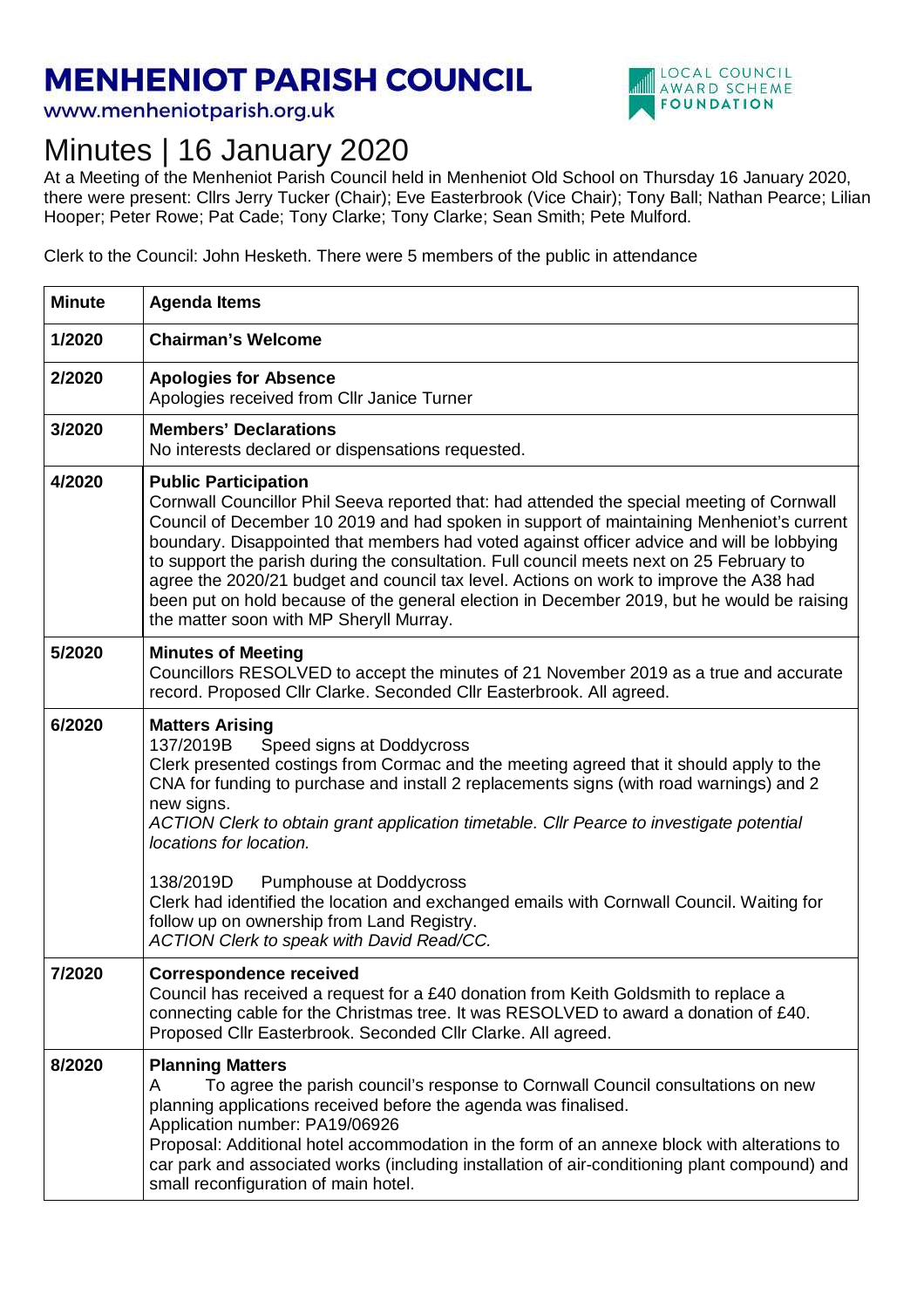# MENHENIOT PARISH COUNCIL

www.menheniotparish.org.uk

LOCAL COUNCIL AWARD SCHEME FOUNDATION

# Minutes | 16 January 2020

At a Meeting of the Menheniot Parish Council held in Menheniot Old School on Thursday 16 January 2020, there were present: Cllrs Jerry Tucker (Chair); Eve Easterbrook (Vice Chair); Tony Ball; Nathan Pearce; Lilian Hooper; Peter Rowe; Pat Cade; Tony Clarke; Tony Clarke; Sean Smith; Pete Mulford.

Clerk to the Council: John Hesketh. There were 5 members of the public in attendance

| Minute | Agenda Items |
|---|---|
| 1/2020 | **Chairman's Welcome** |
| 2/2020 | **Apologies for Absence**<br>Apologies received from Cllr Janice Turner |
| 3/2020 | **Members' Declarations**<br>No interests declared or dispensations requested. |
| 4/2020 | **Public Participation**<br>Cornwall Councillor Phil Seeva reported that: had attended the special meeting of Cornwall Council of December 10 2019 and had spoken in support of maintaining Menheniot's current boundary. Disappointed that members had voted against officer advice and will be lobbying to support the parish during the consultation. Full council meets next on 25 February to agree the 2020/21 budget and council tax level. Actions on work to improve the A38 had been put on hold because of the general election in December 2019, but he would be raising the matter soon with MP Sheryll Murray. |
| 5/2020 | **Minutes of Meeting**<br>Councillors RESOLVED to accept the minutes of 21 November 2019 as a true and accurate record. Proposed Cllr Clarke. Seconded Cllr Easterbrook. All agreed. |
| 6/2020 | **Matters Arising**<br>137/2019B Speed signs at Doddycross<br>Clerk presented costings from Cormac and the meeting agreed that it should apply to the CNA for funding to purchase and install 2 replacements signs (with road warnings) and 2 new signs.<br>*ACTION Clerk to obtain grant application timetable. Cllr Pearce to investigate potential locations for location.*<br><br>138/2019D Pumphouse at Doddycross<br>Clerk had identified the location and exchanged emails with Cornwall Council. Waiting for follow up on ownership from Land Registry.<br>*ACTION Clerk to speak with David Read/CC.* |
| 7/2020 | **Correspondence received**<br>Council has received a request for a £40 donation from Keith Goldsmith to replace a connecting cable for the Christmas tree. It was RESOLVED to award a donation of £40. Proposed Cllr Easterbrook. Seconded Cllr Clarke. All agreed. |
| 8/2020 | **Planning Matters**<br>A To agree the parish council's response to Cornwall Council consultations on new planning applications received before the agenda was finalised.<br>Application number: PA19/06926<br>Proposal: Additional hotel accommodation in the form of an annexe block with alterations to car park and associated works (including installation of air-conditioning plant compound) and small reconfiguration of main hotel. |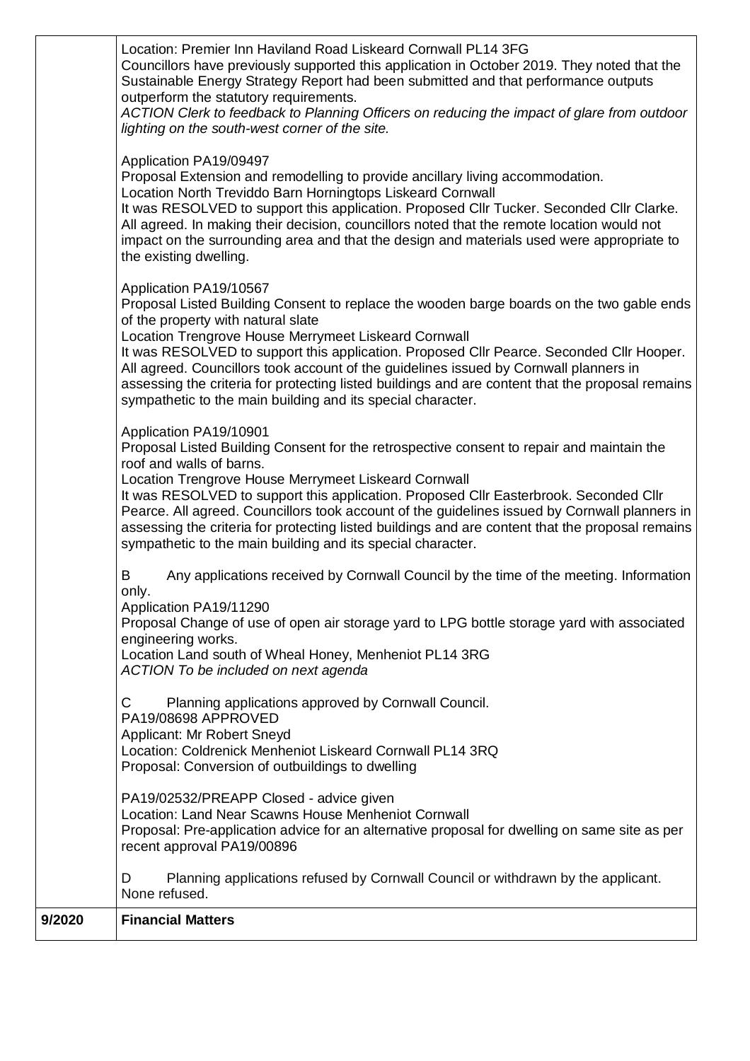| | |
|---|---|
| | Location: Premier Inn Haviland Road Liskeard Cornwall PL14 3FG<br>Councillors have previously supported this application in October 2019. They noted that the Sustainable Energy Strategy Report had been submitted and that performance outputs outperform the statutory requirements.<br>*ACTION Clerk to feedback to Planning Officers on reducing the impact of glare from outdoor lighting on the south-west corner of the site.*<br><br>Application PA19/09497<br>Proposal Extension and remodelling to provide ancillary living accommodation.<br>Location North Treviddo Barn Horningtops Liskeard Cornwall<br>It was RESOLVED to support this application. Proposed Cllr Tucker. Seconded Cllr Clarke. All agreed. In making their decision, councillors noted that the remote location would not impact on the surrounding area and that the design and materials used were appropriate to the existing dwelling.<br><br>Application PA19/10567<br>Proposal Listed Building Consent to replace the wooden barge boards on the two gable ends of the property with natural slate<br>Location Trengrove House Merrymeet Liskeard Cornwall<br>It was RESOLVED to support this application. Proposed Cllr Pearce. Seconded Cllr Hooper. All agreed. Councillors took account of the guidelines issued by Cornwall planners in assessing the criteria for protecting listed buildings and are content that the proposal remains sympathetic to the main building and its special character.<br><br>Application PA19/10901<br>Proposal Listed Building Consent for the retrospective consent to repair and maintain the roof and walls of barns.<br>Location Trengrove House Merrymeet Liskeard Cornwall<br>It was RESOLVED to support this application. Proposed Cllr Easterbrook. Seconded Cllr Pearce. All agreed. Councillors took account of the guidelines issued by Cornwall planners in assessing the criteria for protecting listed buildings and are content that the proposal remains sympathetic to the main building and its special character.<br><br>B Any applications received by Cornwall Council by the time of the meeting. Information only.<br>Application PA19/11290<br>Proposal Change of use of open air storage yard to LPG bottle storage yard with associated engineering works.<br>Location Land south of Wheal Honey, Menheniot PL14 3RG<br>*ACTION To be included on next agenda*<br><br>C Planning applications approved by Cornwall Council.<br>PA19/08698 APPROVED<br>Applicant: Mr Robert Sneyd<br>Location: Coldrenick Menheniot Liskeard Cornwall PL14 3RQ<br>Proposal: Conversion of outbuildings to dwelling<br><br>PA19/02532/PREAPP Closed - advice given<br>Location: Land Near Scawns House Menheniot Cornwall<br>Proposal: Pre-application advice for an alternative proposal for dwelling on same site as per recent approval PA19/00896<br><br>D Planning applications refused by Cornwall Council or withdrawn by the applicant.<br>None refused. |
| **9/2020** | **Financial Matters** |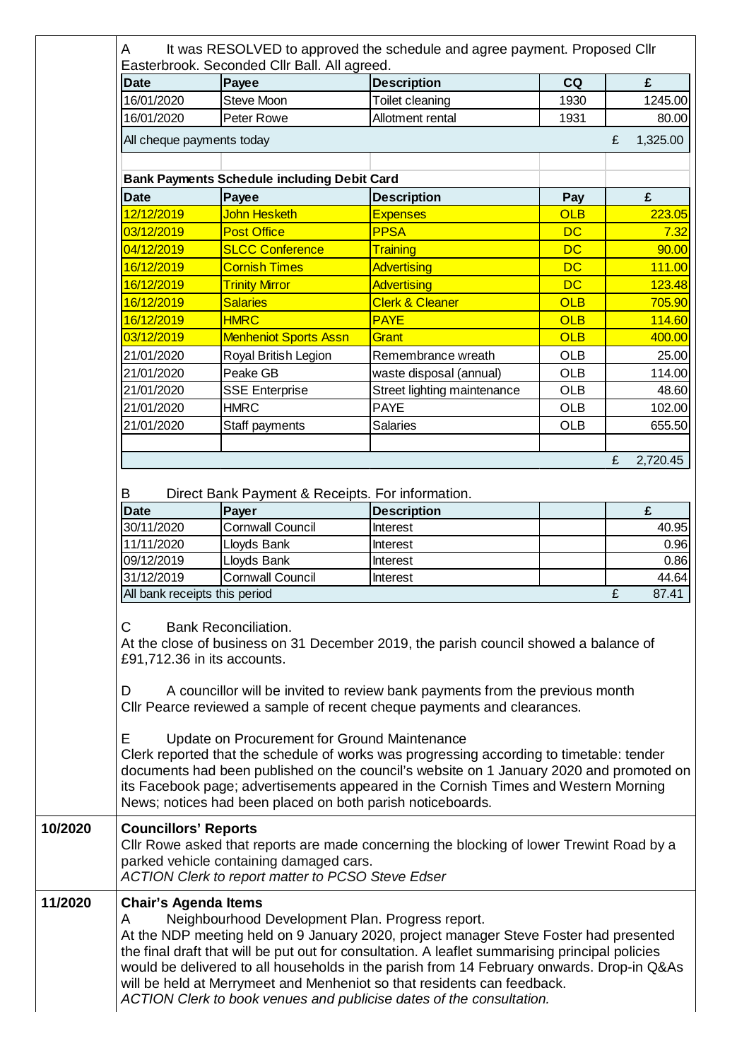A It was RESOLVED to approved the schedule and agree payment. Proposed Cllr Easterbrook. Seconded Cllr Ball. All agreed.

| Date | Payee | Description | CQ | £ |
|---|---|---|---|---|
| 16/01/2020 | Steve Moon | Toilet cleaning | 1930 | 1245.00 |
| 16/01/2020 | Peter Rowe | Allotment rental | 1931 | 80.00 |
| All cheque payments today | | | | £ 1,325.00 |

**Bank Payments Schedule including Debit Card**

| Date | Payee | Description | Pay | £ |
|---|---|---|---|---|
| 12/12/2019 | John Hesketh | Expenses | OLB | 223.05 |
| 03/12/2019 | Post Office | PPSA | DC | 7.32 |
| 04/12/2019 | SLCC Conference | Training | DC | 90.00 |
| 16/12/2019 | Cornish Times | Advertising | DC | 111.00 |
| 16/12/2019 | Trinity Mirror | Advertising | DC | 123.48 |
| 16/12/2019 | Salaries | Clerk & Cleaner | OLB | 705.90 |
| 16/12/2019 | HMRC | PAYE | OLB | 114.60 |
| 03/12/2019 | Menheniot Sports Assn | Grant | OLB | 400.00 |
| 21/01/2020 | Royal British Legion | Remembrance wreath | OLB | 25.00 |
| 21/01/2020 | Peake GB | waste disposal (annual) | OLB | 114.00 |
| 21/01/2020 | SSE Enterprise | Street lighting maintenance | OLB | 48.60 |
| 21/01/2020 | HMRC | PAYE | OLB | 102.00 |
| 21/01/2020 | Staff payments | Salaries | OLB | 655.50 |
| | | | | |
| | | | | £ 2,720.45 |

B Direct Bank Payment & Receipts. For information.

| Date | Payer | Description | | £ |
|---|---|---|---|---|
| 30/11/2020 | Cornwall Council | Interest | | 40.95 |
| 11/11/2020 | Lloyds Bank | Interest | | 0.96 |
| 09/12/2019 | Lloyds Bank | Interest | | 0.86 |
| 31/12/2019 | Cornwall Council | Interest | | 44.64 |
| All bank receipts this period | | | | £ 87.41 |

C Bank Reconciliation.
At the close of business on 31 December 2019, the parish council showed a balance of £91,712.36 in its accounts.

D A councillor will be invited to review bank payments from the previous month
Cllr Pearce reviewed a sample of recent cheque payments and clearances.

E Update on Procurement for Ground Maintenance
Clerk reported that the schedule of works was progressing according to timetable: tender documents had been published on the council's website on 1 January 2020 and promoted on its Facebook page; advertisements appeared in the Cornish Times and Western Morning News; notices had been placed on both parish noticeboards.

**10/2020 Councillors' Reports**

Cllr Rowe asked that reports are made concerning the blocking of lower Trewint Road by a parked vehicle containing damaged cars.
*ACTION Clerk to report matter to PCSO Steve Edser*

**11/2020 Chair's Agenda Items**

A Neighbourhood Development Plan. Progress report.
At the NDP meeting held on 9 January 2020, project manager Steve Foster had presented the final draft that will be put out for consultation. A leaflet summarising principal policies would be delivered to all households in the parish from 14 February onwards. Drop-in Q&As will be held at Merrymeet and Menheniot so that residents can feedback.
*ACTION Clerk to book venues and publicise dates of the consultation.*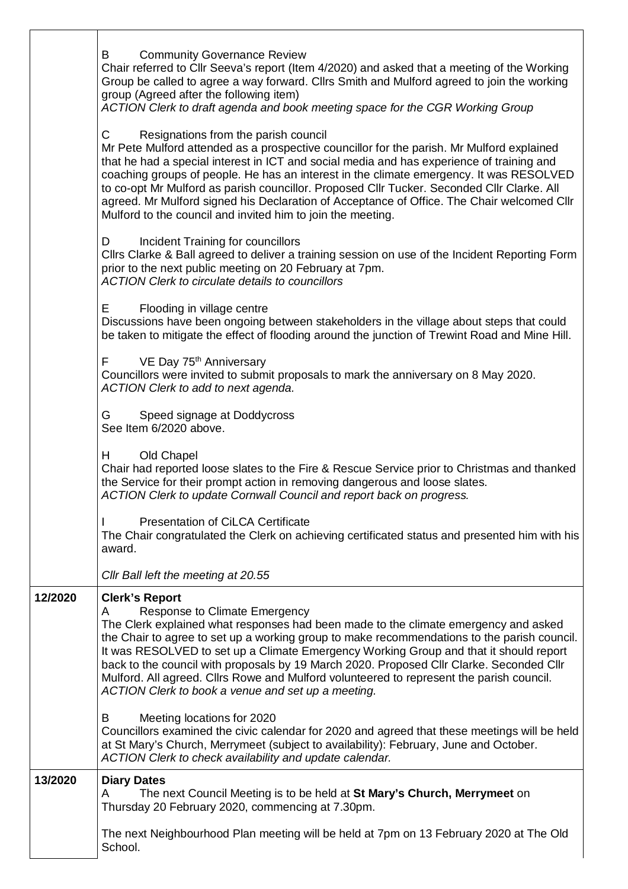| | |
|---|---|
| | B Community Governance Review<br>Chair referred to Cllr Seeva's report (Item 4/2020) and asked that a meeting of the Working Group be called to agree a way forward. Cllrs Smith and Mulford agreed to join the working group (Agreed after the following item)<br>*ACTION Clerk to draft agenda and book meeting space for the CGR Working Group*<br><br>C Resignations from the parish council<br>Mr Pete Mulford attended as a prospective councillor for the parish. Mr Mulford explained that he had a special interest in ICT and social media and has experience of training and coaching groups of people. He has an interest in the climate emergency. It was RESOLVED to co-opt Mr Mulford as parish councillor. Proposed Cllr Tucker. Seconded Cllr Clarke. All agreed. Mr Mulford signed his Declaration of Acceptance of Office. The Chair welcomed Cllr Mulford to the council and invited him to join the meeting.<br><br>D Incident Training for councillors<br>Cllrs Clarke & Ball agreed to deliver a training session on use of the Incident Reporting Form prior to the next public meeting on 20 February at 7pm.<br>*ACTION Clerk to circulate details to councillors*<br><br>E Flooding in village centre<br>Discussions have been ongoing between stakeholders in the village about steps that could be taken to mitigate the effect of flooding around the junction of Trewint Road and Mine Hill.<br><br>F VE Day 75th Anniversary<br>Councillors were invited to submit proposals to mark the anniversary on 8 May 2020.<br>*ACTION Clerk to add to next agenda.*<br><br>G Speed signage at Doddycross<br>See Item 6/2020 above.<br><br>H Old Chapel<br>Chair had reported loose slates to the Fire & Rescue Service prior to Christmas and thanked the Service for their prompt action in removing dangerous and loose slates.<br>*ACTION Clerk to update Cornwall Council and report back on progress.*<br><br>I Presentation of CiLCA Certificate<br>The Chair congratulated the Clerk on achieving certificated status and presented him with his award.<br><br>*Cllr Ball left the meeting at 20.55* |
| 12/2020 | **Clerk's Report**<br>A Response to Climate Emergency<br>The Clerk explained what responses had been made to the climate emergency and asked the Chair to agree to set up a working group to make recommendations to the parish council. It was RESOLVED to set up a Climate Emergency Working Group and that it should report back to the council with proposals by 19 March 2020. Proposed Cllr Clarke. Seconded Cllr Mulford. All agreed. Cllrs Rowe and Mulford volunteered to represent the parish council.<br>*ACTION Clerk to book a venue and set up a meeting.*<br><br>B Meeting locations for 2020<br>Councillors examined the civic calendar for 2020 and agreed that these meetings will be held at St Mary's Church, Merrymeet (subject to availability): February, June and October.<br>*ACTION Clerk to check availability and update calendar.* |
| 13/2020 | **Diary Dates**<br>A The next Council Meeting is to be held at **St Mary's Church, Merrymeet** on Thursday 20 February 2020, commencing at 7.30pm.<br><br>The next Neighbourhood Plan meeting will be held at 7pm on 13 February 2020 at The Old School. |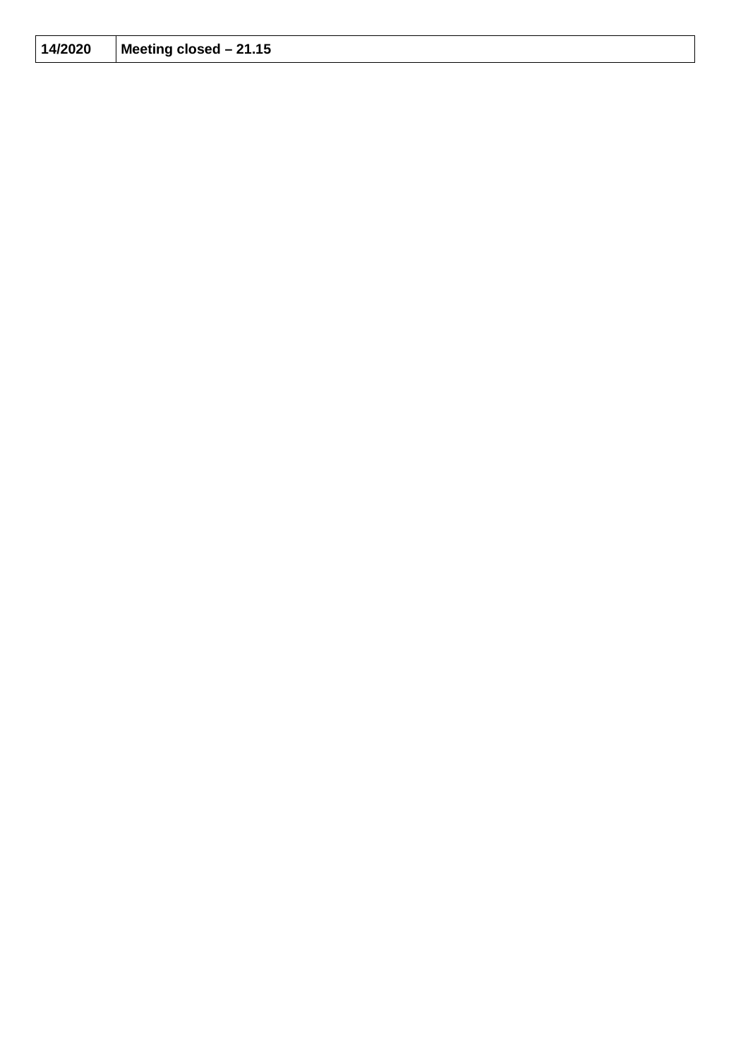| | |
|---|---|
| **14/2020** | **Meeting closed – 21.15** |